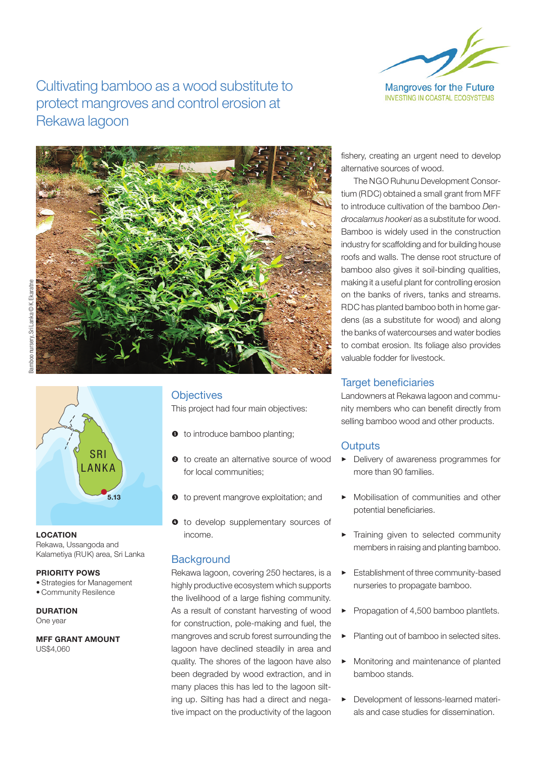Mangroves for the Future
INVESTING IN COASTAL ECOSYSTEMS

# Cultivating bamboo as a wood substitute to protect mangroves and control erosion at Rekawa lagoon

Bamboo nursery, Sri Lanka © K. Ekaratne

SRI LANKA
5.13

**LOCATION**
Rekawa, Ussangoda and Kalametiya (RUK) area, Sri Lanka

**PRIORITY POWS**
- Strategies for Management
- Community Resilence

**DURATION**
One year

**MFF GRANT AMOUNT**
US$4,060

## Objectives

This project had four main objectives:

1. to introduce bamboo planting;
2. to create an alternative source of wood for local communities;
3. to prevent mangrove exploitation; and
4. to develop supplementary sources of income.

## Background

Rekawa lagoon, covering 250 hectares, is a highly productive ecosystem which supports the livelihood of a large fishing community. As a result of constant harvesting of wood for construction, pole-making and fuel, the mangroves and scrub forest surrounding the lagoon have declined steadily in area and quality. The shores of the lagoon have also been degraded by wood extraction, and in many places this has led to the lagoon silting up. Silting has had a direct and negative impact on the productivity of the lagoon fishery, creating an urgent need to develop alternative sources of wood.

The NGO Ruhunu Development Consortium (RDC) obtained a small grant from MFF to introduce cultivation of the bamboo *Dendrocalamus hookeri* as a substitute for wood. Bamboo is widely used in the construction industry for scaffolding and for building house roofs and walls. The dense root structure of bamboo also gives it soil-binding qualities, making it a useful plant for controlling erosion on the banks of rivers, tanks and streams. RDC has planted bamboo both in home gardens (as a substitute for wood) and along the banks of watercourses and water bodies to combat erosion. Its foliage also provides valuable fodder for livestock.

## Target beneficiaries

Landowners at Rekawa lagoon and community members who can benefit directly from selling bamboo wood and other products.

## Outputs

- Delivery of awareness programmes for more than 90 families.
- Mobilisation of communities and other potential beneficiaries.
- Training given to selected community members in raising and planting bamboo.
- Establishment of three community-based nurseries to propagate bamboo.
- Propagation of 4,500 bamboo plantlets.
- Planting out of bamboo in selected sites.
- Monitoring and maintenance of planted bamboo stands.
- Development of lessons-learned materials and case studies for dissemination.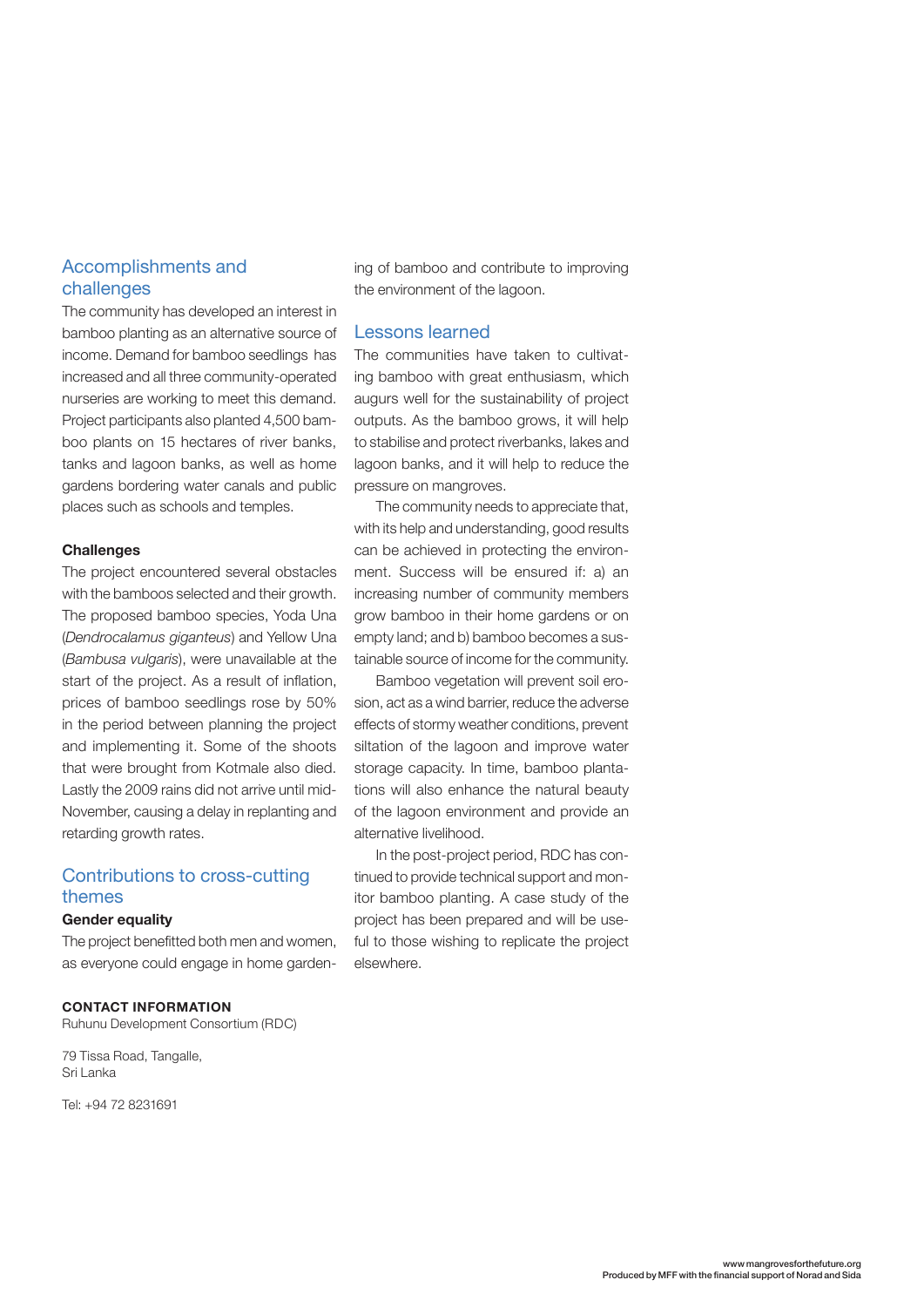## Accomplishments and challenges

The community has developed an interest in bamboo planting as an alternative source of income. Demand for bamboo seedlings has increased and all three community-operated nurseries are working to meet this demand. Project participants also planted 4,500 bamboo plants on 15 hectares of river banks, tanks and lagoon banks, as well as home gardens bordering water canals and public places such as schools and temples.

### Challenges

The project encountered several obstacles with the bamboos selected and their growth. The proposed bamboo species, Yoda Una (*Dendrocalamus giganteus*) and Yellow Una (*Bambusa vulgaris*), were unavailable at the start of the project. As a result of inflation, prices of bamboo seedlings rose by 50% in the period between planning the project and implementing it. Some of the shoots that were brought from Kotmale also died. Lastly the 2009 rains did not arrive until mid-November, causing a delay in replanting and retarding growth rates.

## Contributions to cross-cutting themes

### Gender equality

The project benefitted both men and women, as everyone could engage in home gardening of bamboo and contribute to improving the environment of the lagoon.

## Lessons learned

The communities have taken to cultivating bamboo with great enthusiasm, which augurs well for the sustainability of project outputs. As the bamboo grows, it will help to stabilise and protect riverbanks, lakes and lagoon banks, and it will help to reduce the pressure on mangroves.

The community needs to appreciate that, with its help and understanding, good results can be achieved in protecting the environment. Success will be ensured if: a) an increasing number of community members grow bamboo in their home gardens or on empty land; and b) bamboo becomes a sustainable source of income for the community.

Bamboo vegetation will prevent soil erosion, act as a wind barrier, reduce the adverse effects of stormy weather conditions, prevent siltation of the lagoon and improve water storage capacity. In time, bamboo plantations will also enhance the natural beauty of the lagoon environment and provide an alternative livelihood.

In the post-project period, RDC has continued to provide technical support and monitor bamboo planting. A case study of the project has been prepared and will be useful to those wishing to replicate the project elsewhere.

**CONTACT INFORMATION**

Ruhunu Development Consortium (RDC)

79 Tissa Road, Tangalle,
Sri Lanka

Tel: +94 72 8231691

www.mangrovesforthefuture.org
Produced by MFF with the financial support of Norad and Sida